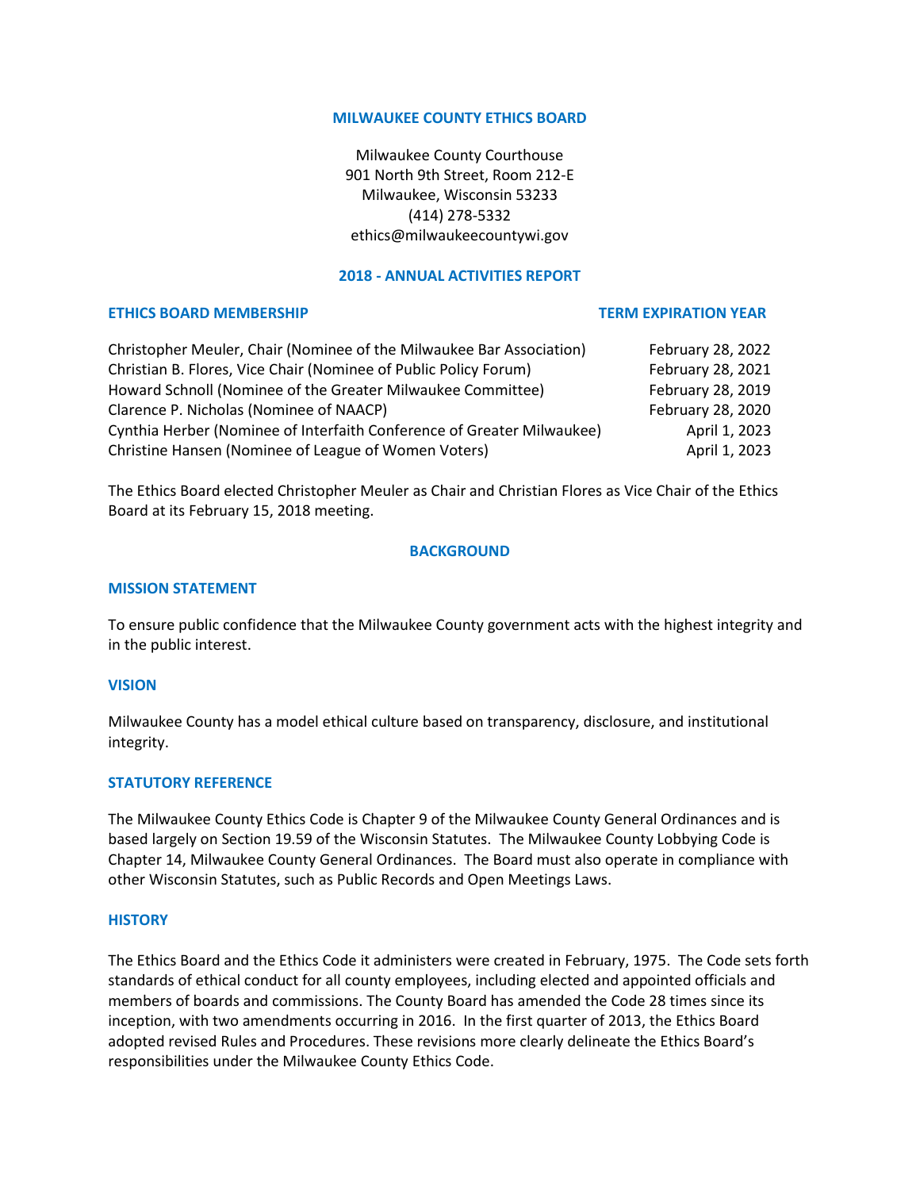# MILWAUKEE COUNTY ETHICS BOARD

Milwaukee County Courthouse
901 North 9th Street, Room 212-E
Milwaukee, Wisconsin 53233
(414) 278-5332
ethics@milwaukeecountywi.gov

## 2018 - ANNUAL ACTIVITIES REPORT

| ETHICS BOARD MEMBERSHIP | TERM EXPIRATION YEAR |
|---|---|
| Christopher Meuler, Chair (Nominee of the Milwaukee Bar Association) | February 28, 2022 |
| Christian B. Flores, Vice Chair (Nominee of Public Policy Forum) | February 28, 2021 |
| Howard Schnoll (Nominee of the Greater Milwaukee Committee) | February 28, 2019 |
| Clarence P. Nicholas (Nominee of NAACP) | February 28, 2020 |
| Cynthia Herber (Nominee of Interfaith Conference of Greater Milwaukee) | April 1, 2023 |
| Christine Hansen (Nominee of League of Women Voters) | April 1, 2023 |

The Ethics Board elected Christopher Meuler as Chair and Christian Flores as Vice Chair of the Ethics Board at its February 15, 2018 meeting.

## BACKGROUND

### MISSION STATEMENT

To ensure public confidence that the Milwaukee County government acts with the highest integrity and in the public interest.

### VISION

Milwaukee County has a model ethical culture based on transparency, disclosure, and institutional integrity.

### STATUTORY REFERENCE

The Milwaukee County Ethics Code is Chapter 9 of the Milwaukee County General Ordinances and is based largely on Section 19.59 of the Wisconsin Statutes. The Milwaukee County Lobbying Code is Chapter 14, Milwaukee County General Ordinances. The Board must also operate in compliance with other Wisconsin Statutes, such as Public Records and Open Meetings Laws.

### HISTORY

The Ethics Board and the Ethics Code it administers were created in February, 1975. The Code sets forth standards of ethical conduct for all county employees, including elected and appointed officials and members of boards and commissions. The County Board has amended the Code 28 times since its inception, with two amendments occurring in 2016. In the first quarter of 2013, the Ethics Board adopted revised Rules and Procedures. These revisions more clearly delineate the Ethics Board's responsibilities under the Milwaukee County Ethics Code.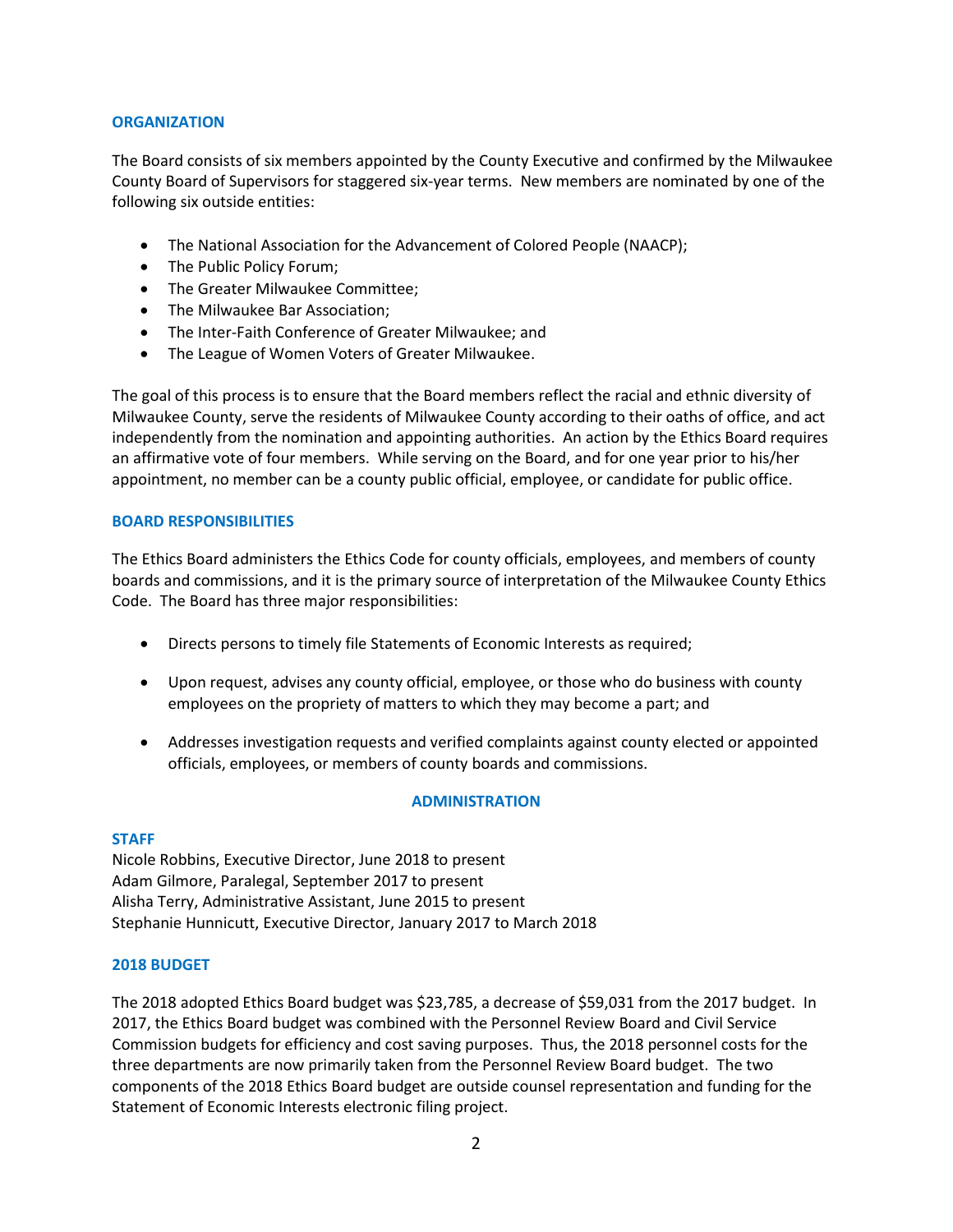## ORGANIZATION

The Board consists of six members appointed by the County Executive and confirmed by the Milwaukee County Board of Supervisors for staggered six-year terms. New members are nominated by one of the following six outside entities:

- The National Association for the Advancement of Colored People (NAACP);
- The Public Policy Forum;
- The Greater Milwaukee Committee;
- The Milwaukee Bar Association;
- The Inter-Faith Conference of Greater Milwaukee; and
- The League of Women Voters of Greater Milwaukee.

The goal of this process is to ensure that the Board members reflect the racial and ethnic diversity of Milwaukee County, serve the residents of Milwaukee County according to their oaths of office, and act independently from the nomination and appointing authorities. An action by the Ethics Board requires an affirmative vote of four members. While serving on the Board, and for one year prior to his/her appointment, no member can be a county public official, employee, or candidate for public office.

## BOARD RESPONSIBILITIES

The Ethics Board administers the Ethics Code for county officials, employees, and members of county boards and commissions, and it is the primary source of interpretation of the Milwaukee County Ethics Code. The Board has three major responsibilities:

- Directs persons to timely file Statements of Economic Interests as required;
- Upon request, advises any county official, employee, or those who do business with county employees on the propriety of matters to which they may become a part; and
- Addresses investigation requests and verified complaints against county elected or appointed officials, employees, or members of county boards and commissions.

# ADMINISTRATION

## STAFF

Nicole Robbins, Executive Director, June 2018 to present
Adam Gilmore, Paralegal, September 2017 to present
Alisha Terry, Administrative Assistant, June 2015 to present
Stephanie Hunnicutt, Executive Director, January 2017 to March 2018

## 2018 BUDGET

The 2018 adopted Ethics Board budget was $23,785, a decrease of $59,031 from the 2017 budget. In 2017, the Ethics Board budget was combined with the Personnel Review Board and Civil Service Commission budgets for efficiency and cost saving purposes. Thus, the 2018 personnel costs for the three departments are now primarily taken from the Personnel Review Board budget. The two components of the 2018 Ethics Board budget are outside counsel representation and funding for the Statement of Economic Interests electronic filing project.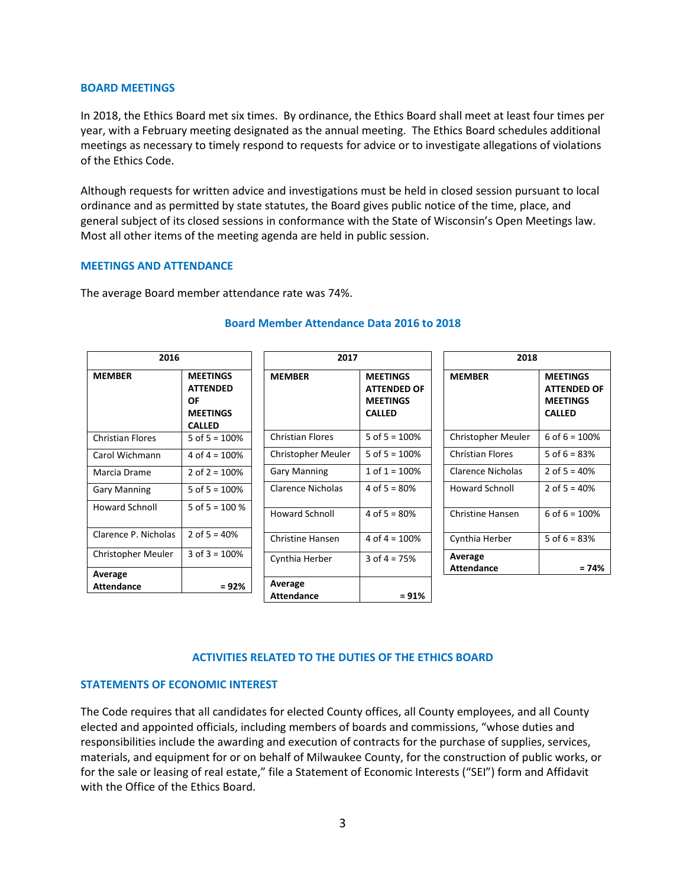## BOARD MEETINGS

In 2018, the Ethics Board met six times. By ordinance, the Ethics Board shall meet at least four times per year, with a February meeting designated as the annual meeting. The Ethics Board schedules additional meetings as necessary to timely respond to requests for advice or to investigate allegations of violations of the Ethics Code.

Although requests for written advice and investigations must be held in closed session pursuant to local ordinance and as permitted by state statutes, the Board gives public notice of the time, place, and general subject of its closed sessions in conformance with the State of Wisconsin's Open Meetings law. Most all other items of the meeting agenda are held in public session.

## MEETINGS AND ATTENDANCE

The average Board member attendance rate was 74%.

### Board Member Attendance Data 2016 to 2018

| 2016 | |
|---|---|
| **MEMBER** | **MEETINGS ATTENDED OF MEETINGS CALLED** |
| Christian Flores | 5 of 5 = 100% |
| Carol Wichmann | 4 of 4 = 100% |
| Marcia Drame | 2 of 2 = 100% |
| Gary Manning | 5 of 5 = 100% |
| Howard Schnoll | 5 of 5 = 100 % |
| Clarence P. Nicholas | 2 of 5 = 40% |
| Christopher Meuler | 3 of 3 = 100% |
| **Average Attendance** | **= 92%** |

| 2017 | |
|---|---|
| **MEMBER** | **MEETINGS ATTENDED OF MEETINGS CALLED** |
| Christian Flores | 5 of 5 = 100% |
| Christopher Meuler | 5 of 5 = 100% |
| Gary Manning | 1 of 1 = 100% |
| Clarence Nicholas | 4 of 5 = 80% |
| Howard Schnoll | 4 of 5 = 80% |
| Christine Hansen | 4 of 4 = 100% |
| Cynthia Herber | 3 of 4 = 75% |
| **Average Attendance** | **= 91%** |

| 2018 | |
|---|---|
| **MEMBER** | **MEETINGS ATTENDED OF MEETINGS CALLED** |
| Christopher Meuler | 6 of 6 = 100% |
| Christian Flores | 5 of 6 = 83% |
| Clarence Nicholas | 2 of 5 = 40% |
| Howard Schnoll | 2 of 5 = 40% |
| Christine Hansen | 6 of 6 = 100% |
| Cynthia Herber | 5 of 6 = 83% |
| **Average Attendance** | **= 74%** |

## ACTIVITIES RELATED TO THE DUTIES OF THE ETHICS BOARD

## STATEMENTS OF ECONOMIC INTEREST

The Code requires that all candidates for elected County offices, all County employees, and all County elected and appointed officials, including members of boards and commissions, "whose duties and responsibilities include the awarding and execution of contracts for the purchase of supplies, services, materials, and equipment for or on behalf of Milwaukee County, for the construction of public works, or for the sale or leasing of real estate," file a Statement of Economic Interests ("SEI") form and Affidavit with the Office of the Ethics Board.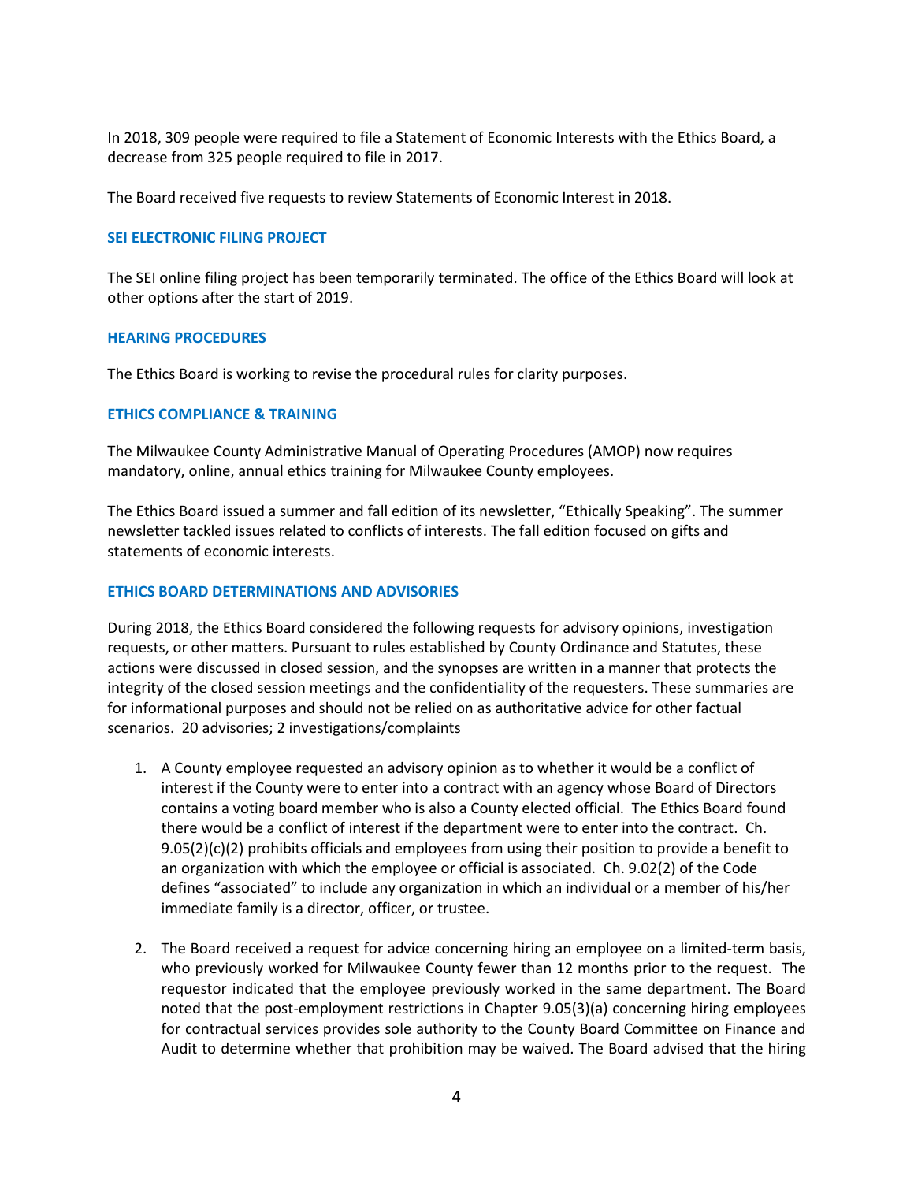In 2018, 309 people were required to file a Statement of Economic Interests with the Ethics Board, a decrease from 325 people required to file in 2017.

The Board received five requests to review Statements of Economic Interest in 2018.

### SEI ELECTRONIC FILING PROJECT

The SEI online filing project has been temporarily terminated. The office of the Ethics Board will look at other options after the start of 2019.

### HEARING PROCEDURES

The Ethics Board is working to revise the procedural rules for clarity purposes.

### ETHICS COMPLIANCE & TRAINING

The Milwaukee County Administrative Manual of Operating Procedures (AMOP) now requires mandatory, online, annual ethics training for Milwaukee County employees.

The Ethics Board issued a summer and fall edition of its newsletter, "Ethically Speaking". The summer newsletter tackled issues related to conflicts of interests. The fall edition focused on gifts and statements of economic interests.

### ETHICS BOARD DETERMINATIONS AND ADVISORIES

During 2018, the Ethics Board considered the following requests for advisory opinions, investigation requests, or other matters. Pursuant to rules established by County Ordinance and Statutes, these actions were discussed in closed session, and the synopses are written in a manner that protects the integrity of the closed session meetings and the confidentiality of the requesters. These summaries are for informational purposes and should not be relied on as authoritative advice for other factual scenarios. 20 advisories; 2 investigations/complaints

1. A County employee requested an advisory opinion as to whether it would be a conflict of interest if the County were to enter into a contract with an agency whose Board of Directors contains a voting board member who is also a County elected official. The Ethics Board found there would be a conflict of interest if the department were to enter into the contract. Ch. 9.05(2)(c)(2) prohibits officials and employees from using their position to provide a benefit to an organization with which the employee or official is associated. Ch. 9.02(2) of the Code defines "associated" to include any organization in which an individual or a member of his/her immediate family is a director, officer, or trustee.

2. The Board received a request for advice concerning hiring an employee on a limited-term basis, who previously worked for Milwaukee County fewer than 12 months prior to the request. The requestor indicated that the employee previously worked in the same department. The Board noted that the post-employment restrictions in Chapter 9.05(3)(a) concerning hiring employees for contractual services provides sole authority to the County Board Committee on Finance and Audit to determine whether that prohibition may be waived. The Board advised that the hiring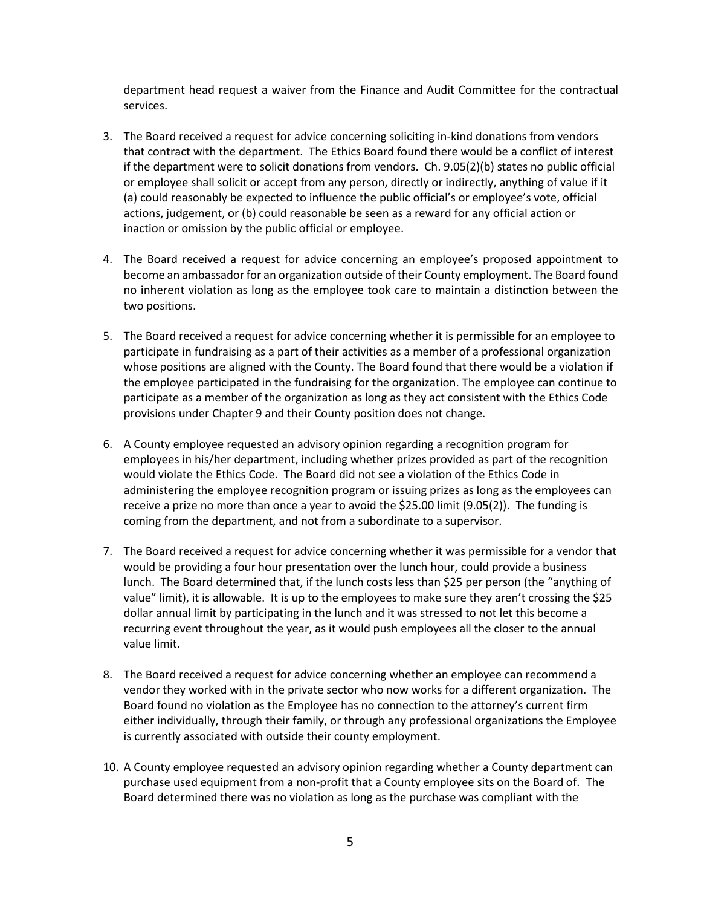department head request a waiver from the Finance and Audit Committee for the contractual services.

3. The Board received a request for advice concerning soliciting in-kind donations from vendors that contract with the department. The Ethics Board found there would be a conflict of interest if the department were to solicit donations from vendors. Ch. 9.05(2)(b) states no public official or employee shall solicit or accept from any person, directly or indirectly, anything of value if it (a) could reasonably be expected to influence the public official's or employee's vote, official actions, judgement, or (b) could reasonable be seen as a reward for any official action or inaction or omission by the public official or employee.

4. The Board received a request for advice concerning an employee's proposed appointment to become an ambassador for an organization outside of their County employment. The Board found no inherent violation as long as the employee took care to maintain a distinction between the two positions.

5. The Board received a request for advice concerning whether it is permissible for an employee to participate in fundraising as a part of their activities as a member of a professional organization whose positions are aligned with the County. The Board found that there would be a violation if the employee participated in the fundraising for the organization. The employee can continue to participate as a member of the organization as long as they act consistent with the Ethics Code provisions under Chapter 9 and their County position does not change.

6. A County employee requested an advisory opinion regarding a recognition program for employees in his/her department, including whether prizes provided as part of the recognition would violate the Ethics Code. The Board did not see a violation of the Ethics Code in administering the employee recognition program or issuing prizes as long as the employees can receive a prize no more than once a year to avoid the $25.00 limit (9.05(2)). The funding is coming from the department, and not from a subordinate to a supervisor.

7. The Board received a request for advice concerning whether it was permissible for a vendor that would be providing a four hour presentation over the lunch hour, could provide a business lunch. The Board determined that, if the lunch costs less than $25 per person (the "anything of value" limit), it is allowable. It is up to the employees to make sure they aren't crossing the $25 dollar annual limit by participating in the lunch and it was stressed to not let this become a recurring event throughout the year, as it would push employees all the closer to the annual value limit.

8. The Board received a request for advice concerning whether an employee can recommend a vendor they worked with in the private sector who now works for a different organization. The Board found no violation as the Employee has no connection to the attorney's current firm either individually, through their family, or through any professional organizations the Employee is currently associated with outside their county employment.

10. A County employee requested an advisory opinion regarding whether a County department can purchase used equipment from a non-profit that a County employee sits on the Board of. The Board determined there was no violation as long as the purchase was compliant with the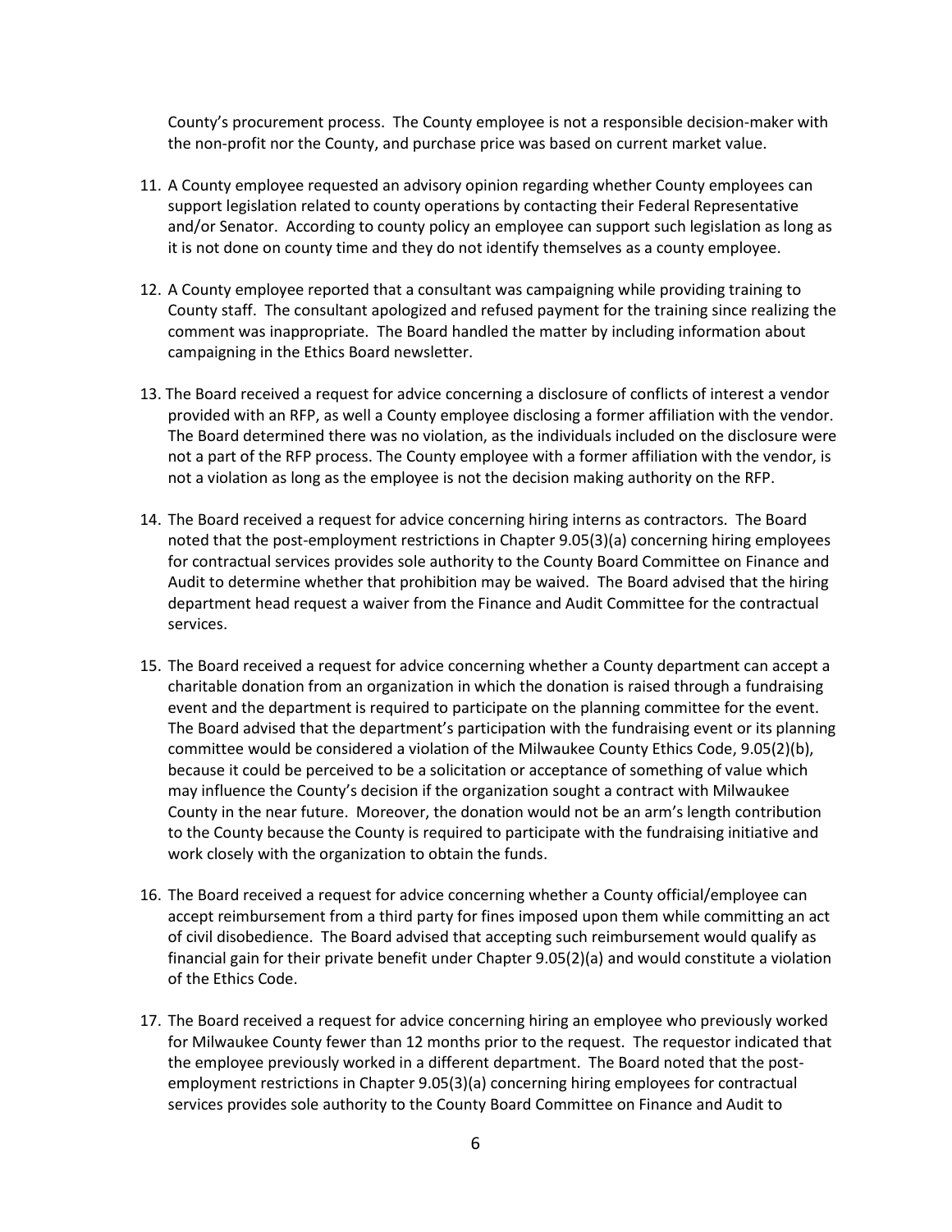County's procurement process. The County employee is not a responsible decision-maker with the non-profit nor the County, and purchase price was based on current market value.

11. A County employee requested an advisory opinion regarding whether County employees can support legislation related to county operations by contacting their Federal Representative and/or Senator. According to county policy an employee can support such legislation as long as it is not done on county time and they do not identify themselves as a county employee.

12. A County employee reported that a consultant was campaigning while providing training to County staff. The consultant apologized and refused payment for the training since realizing the comment was inappropriate. The Board handled the matter by including information about campaigning in the Ethics Board newsletter.

13. The Board received a request for advice concerning a disclosure of conflicts of interest a vendor provided with an RFP, as well a County employee disclosing a former affiliation with the vendor. The Board determined there was no violation, as the individuals included on the disclosure were not a part of the RFP process. The County employee with a former affiliation with the vendor, is not a violation as long as the employee is not the decision making authority on the RFP.

14. The Board received a request for advice concerning hiring interns as contractors. The Board noted that the post-employment restrictions in Chapter 9.05(3)(a) concerning hiring employees for contractual services provides sole authority to the County Board Committee on Finance and Audit to determine whether that prohibition may be waived. The Board advised that the hiring department head request a waiver from the Finance and Audit Committee for the contractual services.

15. The Board received a request for advice concerning whether a County department can accept a charitable donation from an organization in which the donation is raised through a fundraising event and the department is required to participate on the planning committee for the event. The Board advised that the department's participation with the fundraising event or its planning committee would be considered a violation of the Milwaukee County Ethics Code, 9.05(2)(b), because it could be perceived to be a solicitation or acceptance of something of value which may influence the County's decision if the organization sought a contract with Milwaukee County in the near future. Moreover, the donation would not be an arm's length contribution to the County because the County is required to participate with the fundraising initiative and work closely with the organization to obtain the funds.

16. The Board received a request for advice concerning whether a County official/employee can accept reimbursement from a third party for fines imposed upon them while committing an act of civil disobedience. The Board advised that accepting such reimbursement would qualify as financial gain for their private benefit under Chapter 9.05(2)(a) and would constitute a violation of the Ethics Code.

17. The Board received a request for advice concerning hiring an employee who previously worked for Milwaukee County fewer than 12 months prior to the request. The requestor indicated that the employee previously worked in a different department. The Board noted that the post-employment restrictions in Chapter 9.05(3)(a) concerning hiring employees for contractual services provides sole authority to the County Board Committee on Finance and Audit to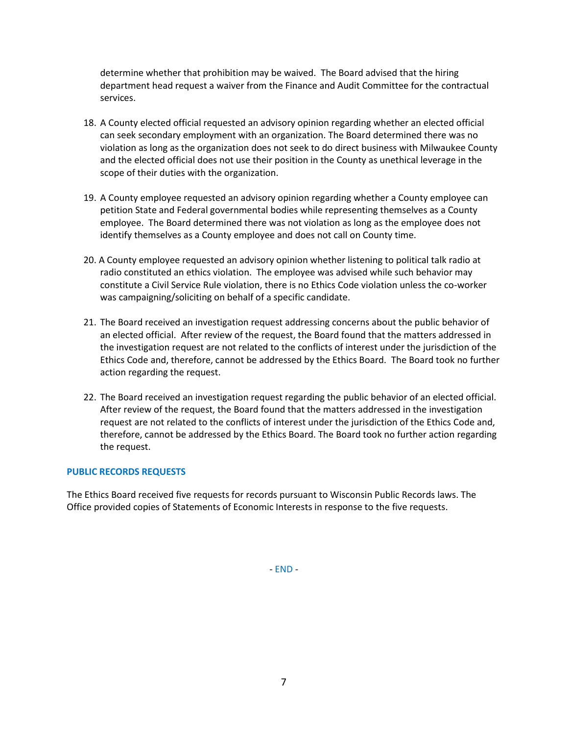determine whether that prohibition may be waived. The Board advised that the hiring department head request a waiver from the Finance and Audit Committee for the contractual services.

18. A County elected official requested an advisory opinion regarding whether an elected official can seek secondary employment with an organization. The Board determined there was no violation as long as the organization does not seek to do direct business with Milwaukee County and the elected official does not use their position in the County as unethical leverage in the scope of their duties with the organization.

19. A County employee requested an advisory opinion regarding whether a County employee can petition State and Federal governmental bodies while representing themselves as a County employee. The Board determined there was not violation as long as the employee does not identify themselves as a County employee and does not call on County time.

20. A County employee requested an advisory opinion whether listening to political talk radio at radio constituted an ethics violation. The employee was advised while such behavior may constitute a Civil Service Rule violation, there is no Ethics Code violation unless the co-worker was campaigning/soliciting on behalf of a specific candidate.

21. The Board received an investigation request addressing concerns about the public behavior of an elected official. After review of the request, the Board found that the matters addressed in the investigation request are not related to the conflicts of interest under the jurisdiction of the Ethics Code and, therefore, cannot be addressed by the Ethics Board. The Board took no further action regarding the request.

22. The Board received an investigation request regarding the public behavior of an elected official. After review of the request, the Board found that the matters addressed in the investigation request are not related to the conflicts of interest under the jurisdiction of the Ethics Code and, therefore, cannot be addressed by the Ethics Board. The Board took no further action regarding the request.

## PUBLIC RECORDS REQUESTS

The Ethics Board received five requests for records pursuant to Wisconsin Public Records laws. The Office provided copies of Statements of Economic Interests in response to the five requests.

- END -